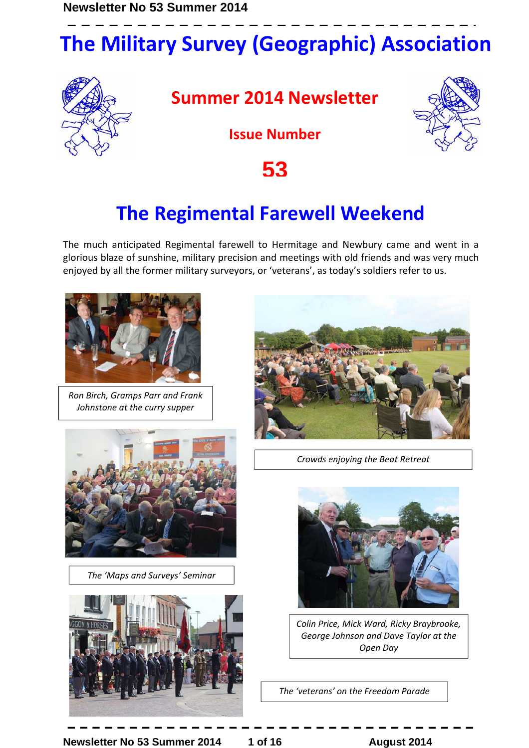# The Military Survey (Geographic) Association

## Summer 2014 Newsletter

### Issue Number

### 53

## The Regimental Farewell Weekend

The much anticipated Regimental farewell to Hermitage and Newbury came and went in a glorious blaze of sunshine, military precision and meetings with old friends and was very much enjoyed by all the former military surveyors, or 'veterans', as today's soldiers refer to us.

*Ron Birch, Gramps Parr and Frank Johnstone at the curry supper*

*Crowds enjoying the Beat Retreat*

*The 'Maps and Surveys' Seminar*

*Colin Price, Mick Ward, Ricky Braybrooke, George Johnson and Dave Taylor at the Open Day*

*The 'veterans' on the Freedom Parade*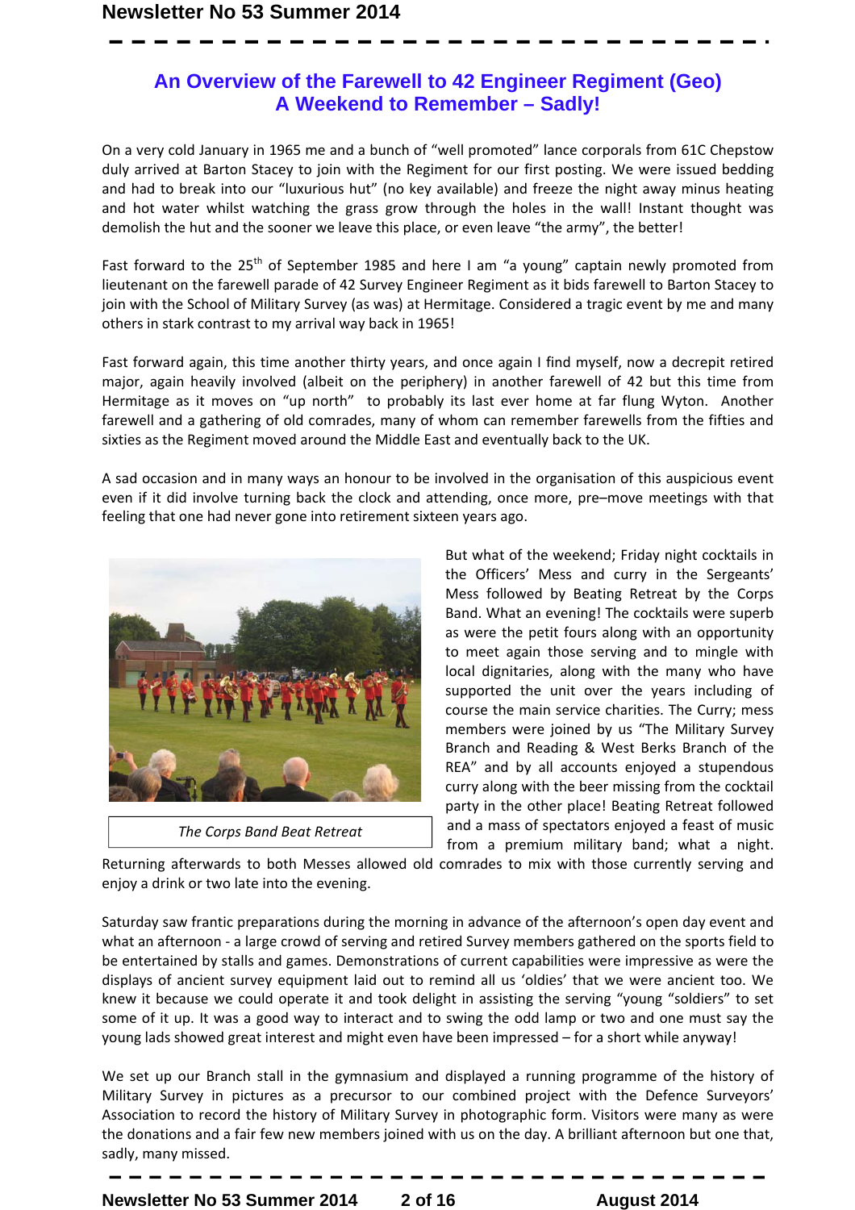## An Overview of the Farewell to 42 Engineer Regiment (Geo)
## A Weekend to Remember – Sadly!

On a very cold January in 1965 me and a bunch of "well promoted" lance corporals from 61C Chepstow duly arrived at Barton Stacey to join with the Regiment for our first posting. We were issued bedding and had to break into our "luxurious hut" (no key available) and freeze the night away minus heating and hot water whilst watching the grass grow through the holes in the wall! Instant thought was demolish the hut and the sooner we leave this place, or even leave "the army", the better!

Fast forward to the 25th of September 1985 and here I am "a young" captain newly promoted from lieutenant on the farewell parade of 42 Survey Engineer Regiment as it bids farewell to Barton Stacey to join with the School of Military Survey (as was) at Hermitage. Considered a tragic event by me and many others in stark contrast to my arrival way back in 1965!

Fast forward again, this time another thirty years, and once again I find myself, now a decrepit retired major, again heavily involved (albeit on the periphery) in another farewell of 42 but this time from Hermitage as it moves on "up north" to probably its last ever home at far flung Wyton. Another farewell and a gathering of old comrades, many of whom can remember farewells from the fifties and sixties as the Regiment moved around the Middle East and eventually back to the UK.

A sad occasion and in many ways an honour to be involved in the organisation of this auspicious event even if it did involve turning back the clock and attending, once more, pre–move meetings with that feeling that one had never gone into retirement sixteen years ago.

*The Corps Band Beat Retreat*

But what of the weekend; Friday night cocktails in the Officers' Mess and curry in the Sergeants' Mess followed by Beating Retreat by the Corps Band. What an evening! The cocktails were superb as were the petit fours along with an opportunity to meet again those serving and to mingle with local dignitaries, along with the many who have supported the unit over the years including of course the main service charities. The Curry; mess members were joined by us "The Military Survey Branch and Reading & West Berks Branch of the REA" and by all accounts enjoyed a stupendous curry along with the beer missing from the cocktail party in the other place! Beating Retreat followed and a mass of spectators enjoyed a feast of music from a premium military band; what a night. Returning afterwards to both Messes allowed old comrades to mix with those currently serving and enjoy a drink or two late into the evening.

Saturday saw frantic preparations during the morning in advance of the afternoon's open day event and what an afternoon - a large crowd of serving and retired Survey members gathered on the sports field to be entertained by stalls and games. Demonstrations of current capabilities were impressive as were the displays of ancient survey equipment laid out to remind all us 'oldies' that we were ancient too. We knew it because we could operate it and took delight in assisting the serving "young "soldiers" to set some of it up. It was a good way to interact and to swing the odd lamp or two and one must say the young lads showed great interest and might even have been impressed – for a short while anyway!

We set up our Branch stall in the gymnasium and displayed a running programme of the history of Military Survey in pictures as a precursor to our combined project with the Defence Surveyors' Association to record the history of Military Survey in photographic form. Visitors were many as were the donations and a fair few new members joined with us on the day. A brilliant afternoon but one that, sadly, many missed.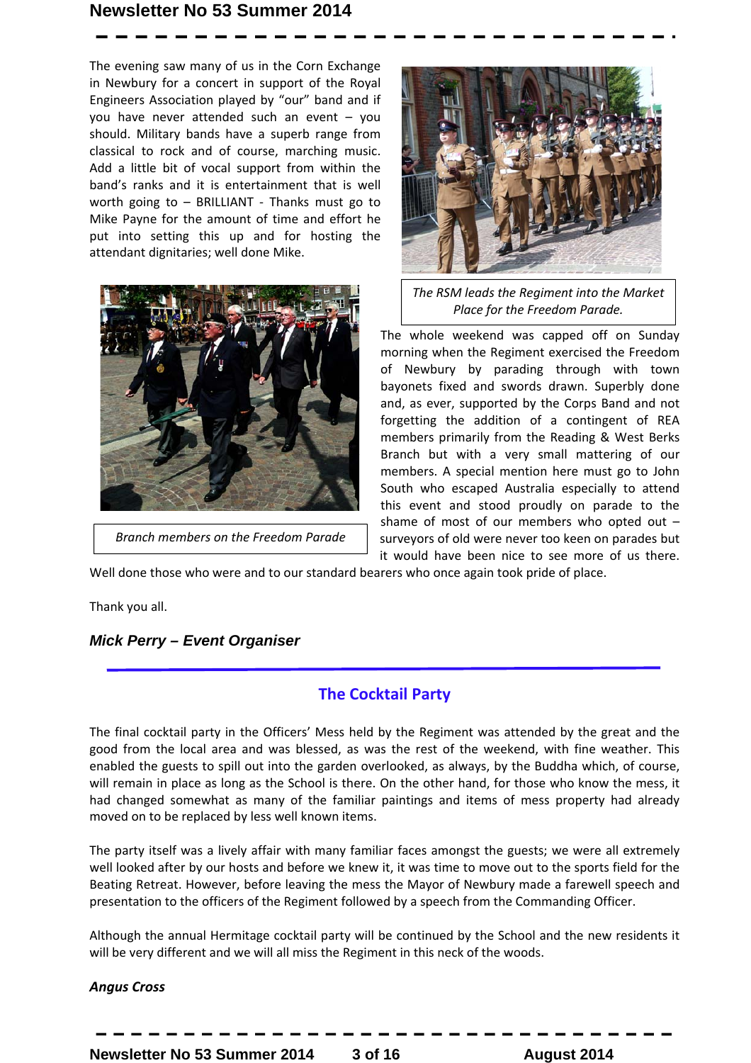The evening saw many of us in the Corn Exchange in Newbury for a concert in support of the Royal Engineers Association played by "our" band and if you have never attended such an event – you should. Military bands have a superb range from classical to rock and of course, marching music. Add a little bit of vocal support from within the band's ranks and it is entertainment that is well worth going to – BRILLIANT - Thanks must go to Mike Payne for the amount of time and effort he put into setting this up and for hosting the attendant dignitaries; well done Mike.

*The RSM leads the Regiment into the Market Place for the Freedom Parade.*

*Branch members on the Freedom Parade*

The whole weekend was capped off on Sunday morning when the Regiment exercised the Freedom of Newbury by parading through with town bayonets fixed and swords drawn. Superbly done and, as ever, supported by the Corps Band and not forgetting the addition of a contingent of REA members primarily from the Reading & West Berks Branch but with a very small mattering of our members. A special mention here must go to John South who escaped Australia especially to attend this event and stood proudly on parade to the shame of most of our members who opted out – surveyors of old were never too keen on parades but it would have been nice to see more of us there. Well done those who were and to our standard bearers who once again took pride of place.

Thank you all.

***Mick Perry – Event Organiser***

## The Cocktail Party

The final cocktail party in the Officers' Mess held by the Regiment was attended by the great and the good from the local area and was blessed, as was the rest of the weekend, with fine weather. This enabled the guests to spill out into the garden overlooked, as always, by the Buddha which, of course, will remain in place as long as the School is there. On the other hand, for those who know the mess, it had changed somewhat as many of the familiar paintings and items of mess property had already moved on to be replaced by less well known items.

The party itself was a lively affair with many familiar faces amongst the guests; we were all extremely well looked after by our hosts and before we knew it, it was time to move out to the sports field for the Beating Retreat. However, before leaving the mess the Mayor of Newbury made a farewell speech and presentation to the officers of the Regiment followed by a speech from the Commanding Officer.

Although the annual Hermitage cocktail party will be continued by the School and the new residents it will be very different and we will all miss the Regiment in this neck of the woods.

***Angus Cross***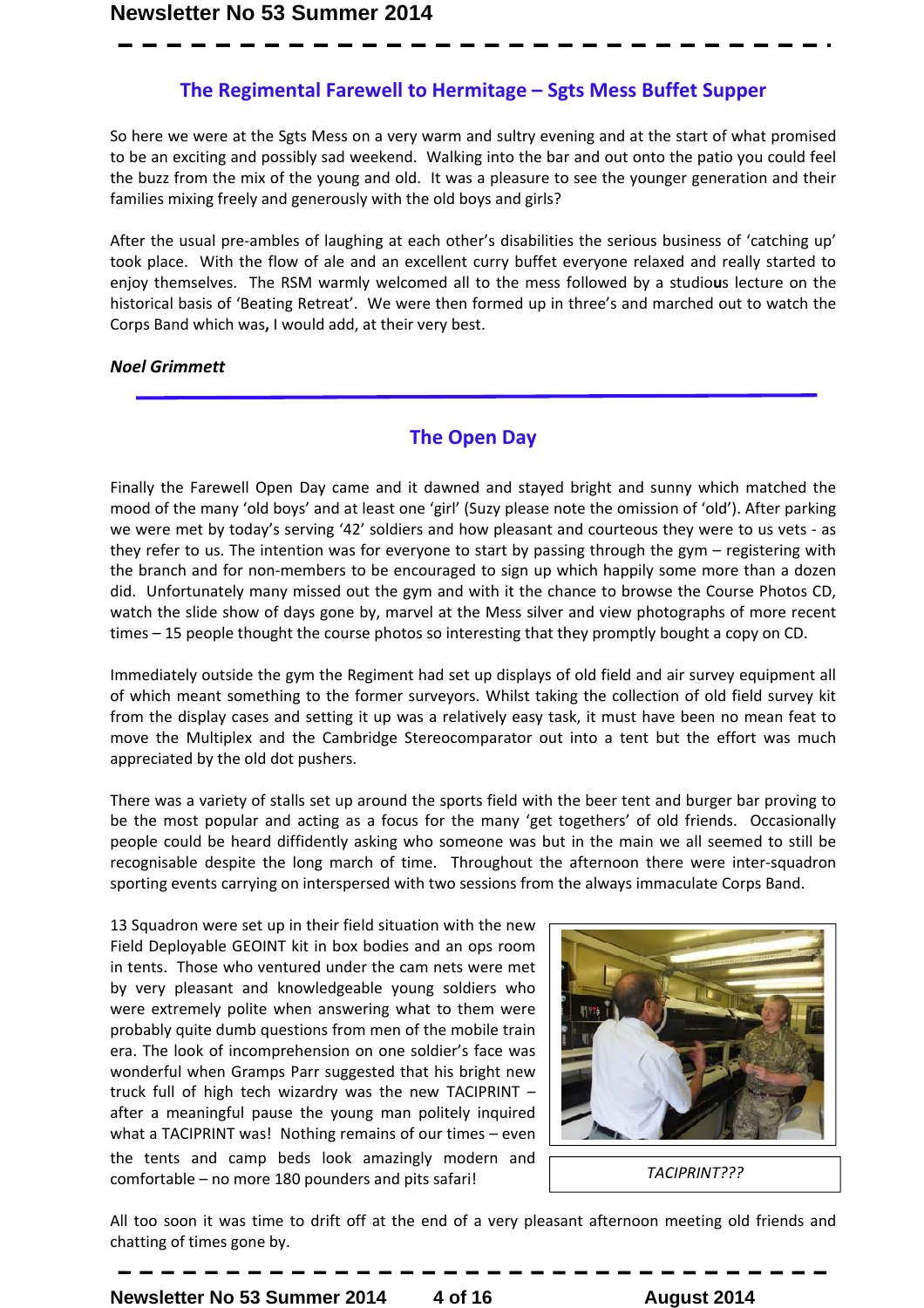## The Regimental Farewell to Hermitage – Sgts Mess Buffet Supper

So here we were at the Sgts Mess on a very warm and sultry evening and at the start of what promised to be an exciting and possibly sad weekend. Walking into the bar and out onto the patio you could feel the buzz from the mix of the young and old. It was a pleasure to see the younger generation and their families mixing freely and generously with the old boys and girls?

After the usual pre-ambles of laughing at each other's disabilities the serious business of 'catching up' took place. With the flow of ale and an excellent curry buffet everyone relaxed and really started to enjoy themselves. The RSM warmly welcomed all to the mess followed by a studious lecture on the historical basis of 'Beating Retreat'. We were then formed up in three's and marched out to watch the Corps Band which was, I would add, at their very best.

***Noel Grimmett***

---

## The Open Day

Finally the Farewell Open Day came and it dawned and stayed bright and sunny which matched the mood of the many 'old boys' and at least one 'girl' (Suzy please note the omission of 'old'). After parking we were met by today's serving '42' soldiers and how pleasant and courteous they were to us vets - as they refer to us. The intention was for everyone to start by passing through the gym – registering with the branch and for non-members to be encouraged to sign up which happily some more than a dozen did. Unfortunately many missed out the gym and with it the chance to browse the Course Photos CD, watch the slide show of days gone by, marvel at the Mess silver and view photographs of more recent times – 15 people thought the course photos so interesting that they promptly bought a copy on CD.

Immediately outside the gym the Regiment had set up displays of old field and air survey equipment all of which meant something to the former surveyors. Whilst taking the collection of old field survey kit from the display cases and setting it up was a relatively easy task, it must have been no mean feat to move the Multiplex and the Cambridge Stereocomparator out into a tent but the effort was much appreciated by the old dot pushers.

There was a variety of stalls set up around the sports field with the beer tent and burger bar proving to be the most popular and acting as a focus for the many 'get togethers' of old friends. Occasionally people could be heard diffidently asking who someone was but in the main we all seemed to still be recognisable despite the long march of time. Throughout the afternoon there were inter-squadron sporting events carrying on interspersed with two sessions from the always immaculate Corps Band.

13 Squadron were set up in their field situation with the new Field Deployable GEOINT kit in box bodies and an ops room in tents. Those who ventured under the cam nets were met by very pleasant and knowledgeable young soldiers who were extremely polite when answering what to them were probably quite dumb questions from men of the mobile train era. The look of incomprehension on one soldier's face was wonderful when Gramps Parr suggested that his bright new truck full of high tech wizardry was the new TACIPRINT – after a meaningful pause the young man politely inquired what a TACIPRINT was! Nothing remains of our times – even the tents and camp beds look amazingly modern and comfortable – no more 180 pounders and pits safari!

*TACIPRINT???*

All too soon it was time to drift off at the end of a very pleasant afternoon meeting old friends and chatting of times gone by.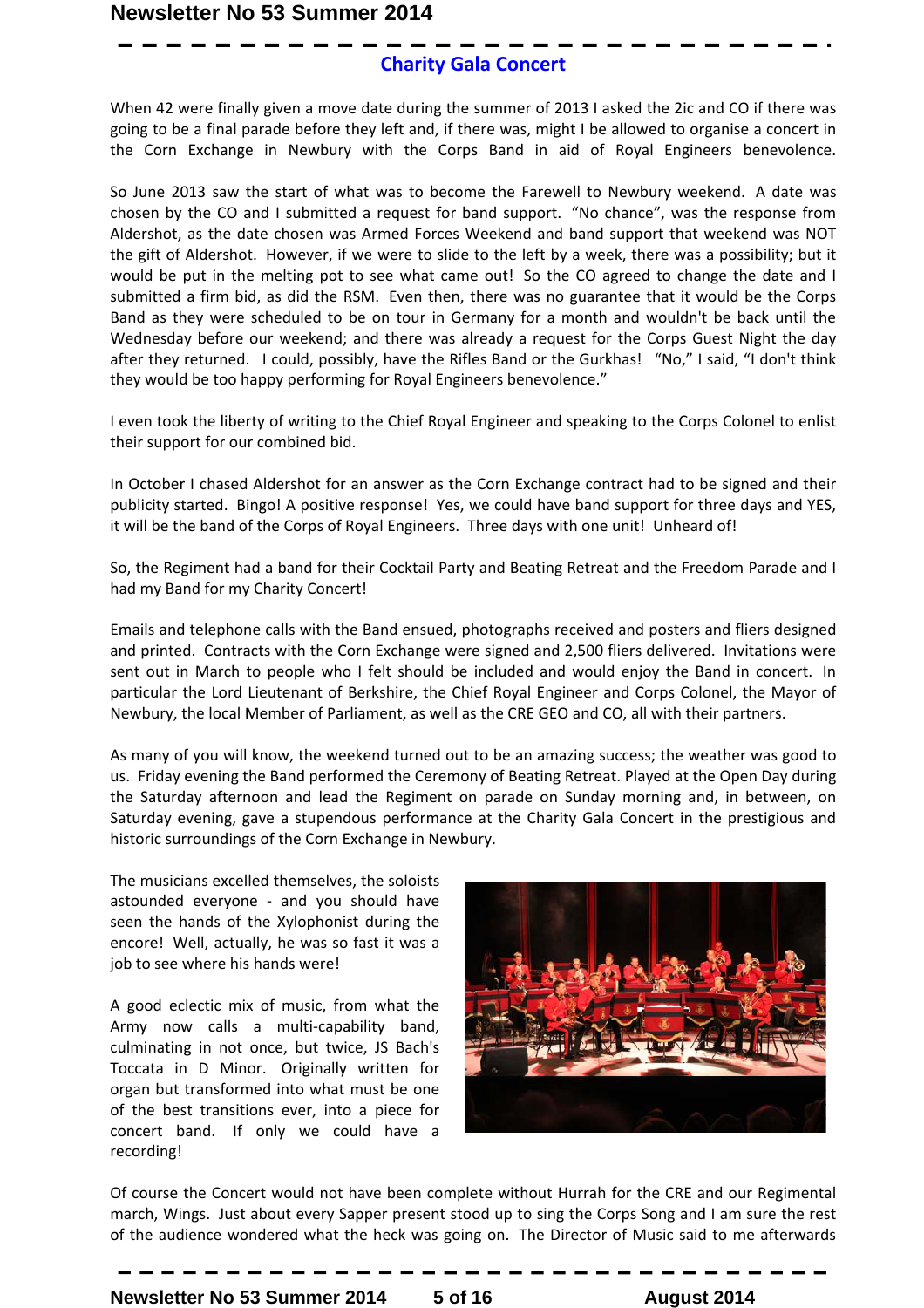## Charity Gala Concert

When 42 were finally given a move date during the summer of 2013 I asked the 2ic and CO if there was going to be a final parade before they left and, if there was, might I be allowed to organise a concert in the Corn Exchange in Newbury with the Corps Band in aid of Royal Engineers benevolence.

So June 2013 saw the start of what was to become the Farewell to Newbury weekend. A date was chosen by the CO and I submitted a request for band support. "No chance", was the response from Aldershot, as the date chosen was Armed Forces Weekend and band support that weekend was NOT the gift of Aldershot. However, if we were to slide to the left by a week, there was a possibility; but it would be put in the melting pot to see what came out! So the CO agreed to change the date and I submitted a firm bid, as did the RSM. Even then, there was no guarantee that it would be the Corps Band as they were scheduled to be on tour in Germany for a month and wouldn't be back until the Wednesday before our weekend; and there was already a request for the Corps Guest Night the day after they returned. I could, possibly, have the Rifles Band or the Gurkhas! "No," I said, "I don't think they would be too happy performing for Royal Engineers benevolence."

I even took the liberty of writing to the Chief Royal Engineer and speaking to the Corps Colonel to enlist their support for our combined bid.

In October I chased Aldershot for an answer as the Corn Exchange contract had to be signed and their publicity started. Bingo! A positive response! Yes, we could have band support for three days and YES, it will be the band of the Corps of Royal Engineers. Three days with one unit! Unheard of!

So, the Regiment had a band for their Cocktail Party and Beating Retreat and the Freedom Parade and I had my Band for my Charity Concert!

Emails and telephone calls with the Band ensued, photographs received and posters and fliers designed and printed. Contracts with the Corn Exchange were signed and 2,500 fliers delivered. Invitations were sent out in March to people who I felt should be included and would enjoy the Band in concert. In particular the Lord Lieutenant of Berkshire, the Chief Royal Engineer and Corps Colonel, the Mayor of Newbury, the local Member of Parliament, as well as the CRE GEO and CO, all with their partners.

As many of you will know, the weekend turned out to be an amazing success; the weather was good to us. Friday evening the Band performed the Ceremony of Beating Retreat. Played at the Open Day during the Saturday afternoon and lead the Regiment on parade on Sunday morning and, in between, on Saturday evening, gave a stupendous performance at the Charity Gala Concert in the prestigious and historic surroundings of the Corn Exchange in Newbury.

The musicians excelled themselves, the soloists astounded everyone - and you should have seen the hands of the Xylophonist during the encore! Well, actually, he was so fast it was a job to see where his hands were!

A good eclectic mix of music, from what the Army now calls a multi-capability band, culminating in not once, but twice, JS Bach's Toccata in D Minor. Originally written for organ but transformed into what must be one of the best transitions ever, into a piece for concert band. If only we could have a recording!

Of course the Concert would not have been complete without Hurrah for the CRE and our Regimental march, Wings. Just about every Sapper present stood up to sing the Corps Song and I am sure the rest of the audience wondered what the heck was going on. The Director of Music said to me afterwards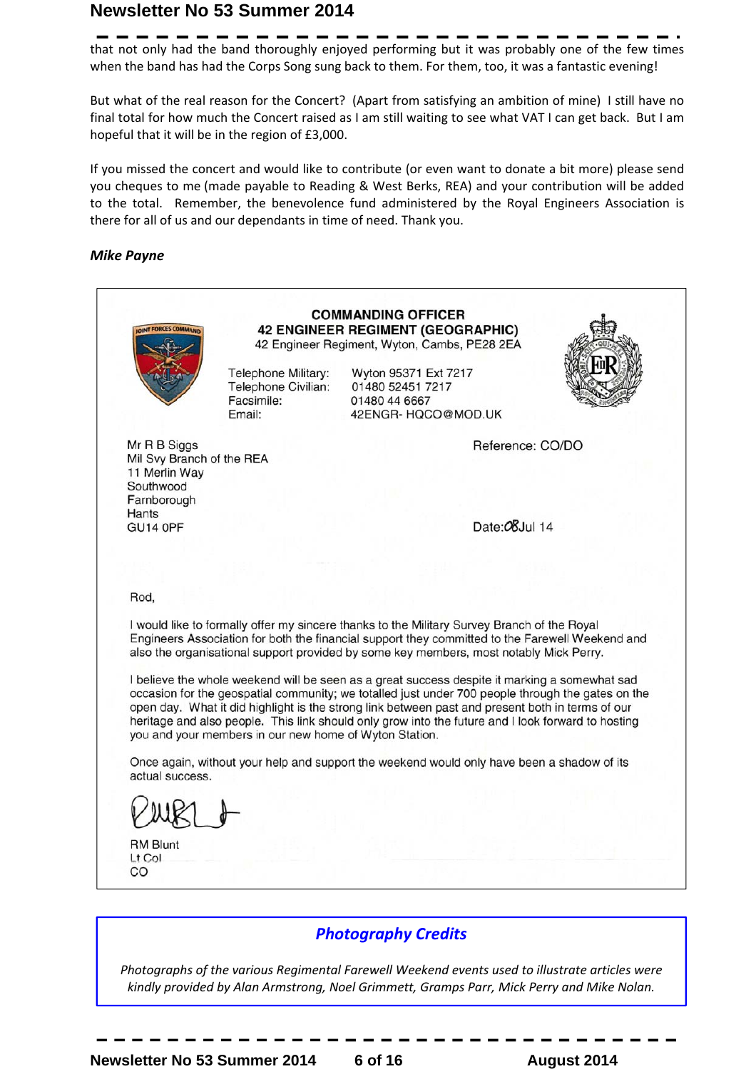that not only had the band thoroughly enjoyed performing but it was probably one of the few times when the band has had the Corps Song sung back to them. For them, too, it was a fantastic evening!

But what of the real reason for the Concert? (Apart from satisfying an ambition of mine) I still have no final total for how much the Concert raised as I am still waiting to see what VAT I can get back. But I am hopeful that it will be in the region of £3,000.

If you missed the concert and would like to contribute (or even want to donate a bit more) please send you cheques to me (made payable to Reading & West Berks, REA) and your contribution will be added to the total. Remember, the benevolence fund administered by the Royal Engineers Association is there for all of us and our dependants in time of need. Thank you.

***Mike Payne***

---

**COMMANDING OFFICER**
**42 ENGINEER REGIMENT (GEOGRAPHIC)**
42 Engineer Regiment, Wyton, Cambs, PE28 2EA

Telephone Military: Wyton 95371 Ext 7217
Telephone Civilian: 01480 52451 7217
Facsimile: 01480 44 6667
Email: 42ENGR- HQCO@MOD.UK

Mr R B Siggs
Mil Svy Branch of the REA
11 Merlin Way
Southwood
Farnborough
Hants
GU14 0PF

Reference: CO/DO

Date: 08 Jul 14

Rod,

I would like to formally offer my sincere thanks to the Military Survey Branch of the Royal Engineers Association for both the financial support they committed to the Farewell Weekend and also the organisational support provided by some key members, most notably Mick Perry.

I believe the whole weekend will be seen as a great success despite it marking a somewhat sad occasion for the geospatial community; we totalled just under 700 people through the gates on the open day. What it did highlight is the strong link between past and present both in terms of our heritage and also people. This link should only grow into the future and I look forward to hosting you and your members in our new home of Wyton Station.

Once again, without your help and support the weekend would only have been a shadow of its actual success.

RM Blunt
Lt Col
CO

---

## *Photography Credits*

*Photographs of the various Regimental Farewell Weekend events used to illustrate articles were kindly provided by Alan Armstrong, Noel Grimmett, Gramps Parr, Mick Perry and Mike Nolan.*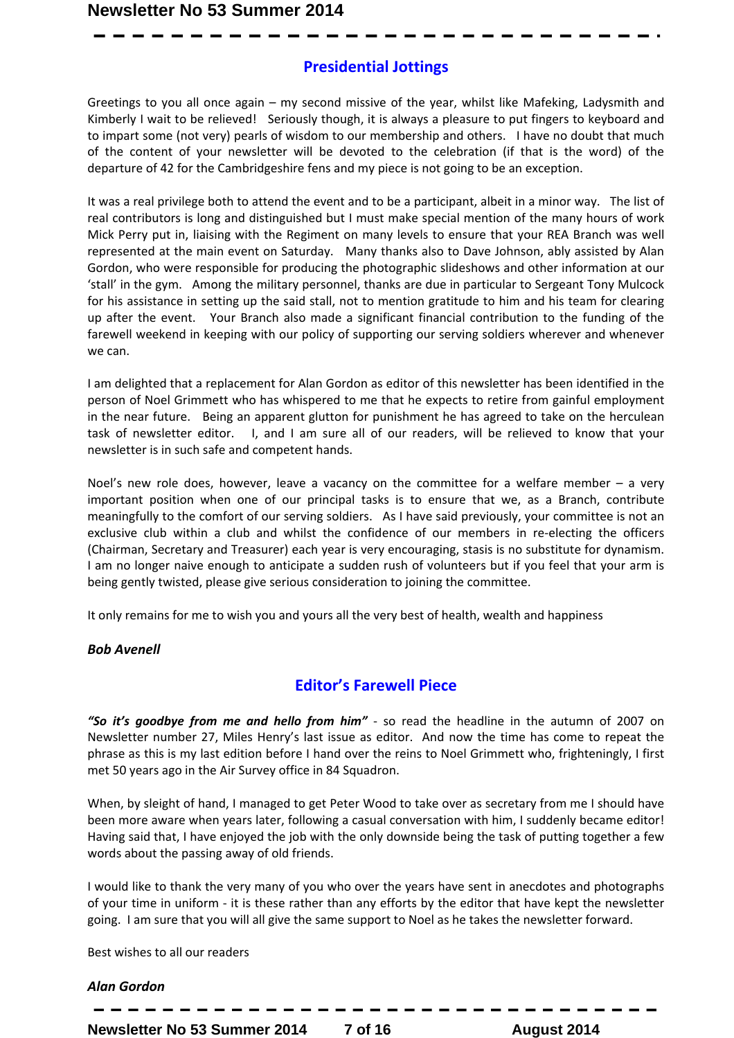## Presidential Jottings

Greetings to you all once again – my second missive of the year, whilst like Mafeking, Ladysmith and Kimberly I wait to be relieved! Seriously though, it is always a pleasure to put fingers to keyboard and to impart some (not very) pearls of wisdom to our membership and others. I have no doubt that much of the content of your newsletter will be devoted to the celebration (if that is the word) of the departure of 42 for the Cambridgeshire fens and my piece is not going to be an exception.

It was a real privilege both to attend the event and to be a participant, albeit in a minor way. The list of real contributors is long and distinguished but I must make special mention of the many hours of work Mick Perry put in, liaising with the Regiment on many levels to ensure that your REA Branch was well represented at the main event on Saturday. Many thanks also to Dave Johnson, ably assisted by Alan Gordon, who were responsible for producing the photographic slideshows and other information at our 'stall' in the gym. Among the military personnel, thanks are due in particular to Sergeant Tony Mulcock for his assistance in setting up the said stall, not to mention gratitude to him and his team for clearing up after the event. Your Branch also made a significant financial contribution to the funding of the farewell weekend in keeping with our policy of supporting our serving soldiers wherever and whenever we can.

I am delighted that a replacement for Alan Gordon as editor of this newsletter has been identified in the person of Noel Grimmett who has whispered to me that he expects to retire from gainful employment in the near future. Being an apparent glutton for punishment he has agreed to take on the herculean task of newsletter editor. I, and I am sure all of our readers, will be relieved to know that your newsletter is in such safe and competent hands.

Noel's new role does, however, leave a vacancy on the committee for a welfare member – a very important position when one of our principal tasks is to ensure that we, as a Branch, contribute meaningfully to the comfort of our serving soldiers. As I have said previously, your committee is not an exclusive club within a club and whilst the confidence of our members in re-electing the officers (Chairman, Secretary and Treasurer) each year is very encouraging, stasis is no substitute for dynamism. I am no longer naive enough to anticipate a sudden rush of volunteers but if you feel that your arm is being gently twisted, please give serious consideration to joining the committee.

It only remains for me to wish you and yours all the very best of health, wealth and happiness

***Bob Avenell***

## Editor's Farewell Piece

***"So it's goodbye from me and hello from him"*** - so read the headline in the autumn of 2007 on Newsletter number 27, Miles Henry's last issue as editor. And now the time has come to repeat the phrase as this is my last edition before I hand over the reins to Noel Grimmett who, frighteningly, I first met 50 years ago in the Air Survey office in 84 Squadron.

When, by sleight of hand, I managed to get Peter Wood to take over as secretary from me I should have been more aware when years later, following a casual conversation with him, I suddenly became editor! Having said that, I have enjoyed the job with the only downside being the task of putting together a few words about the passing away of old friends.

I would like to thank the very many of you who over the years have sent in anecdotes and photographs of your time in uniform - it is these rather than any efforts by the editor that have kept the newsletter going. I am sure that you will all give the same support to Noel as he takes the newsletter forward.

Best wishes to all our readers

***Alan Gordon***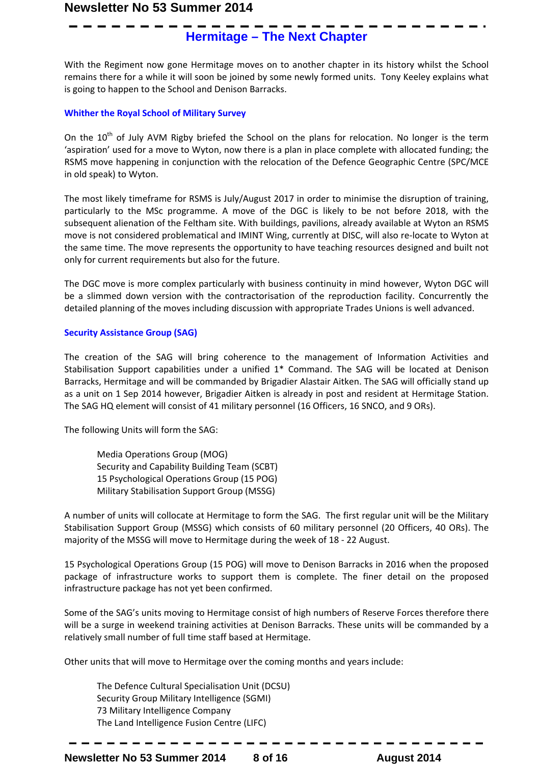# Hermitage – The Next Chapter

With the Regiment now gone Hermitage moves on to another chapter in its history whilst the School remains there for a while it will soon be joined by some newly formed units. Tony Keeley explains what is going to happen to the School and Denison Barracks.

## Whither the Royal School of Military Survey

On the 10th of July AVM Rigby briefed the School on the plans for relocation. No longer is the term ‘aspiration’ used for a move to Wyton, now there is a plan in place complete with allocated funding; the RSMS move happening in conjunction with the relocation of the Defence Geographic Centre (SPC/MCE in old speak) to Wyton.

The most likely timeframe for RSMS is July/August 2017 in order to minimise the disruption of training, particularly to the MSc programme. A move of the DGC is likely to be not before 2018, with the subsequent alienation of the Feltham site. With buildings, pavilions, already available at Wyton an RSMS move is not considered problematical and IMINT Wing, currently at DISC, will also re-locate to Wyton at the same time. The move represents the opportunity to have teaching resources designed and built not only for current requirements but also for the future.

The DGC move is more complex particularly with business continuity in mind however, Wyton DGC will be a slimmed down version with the contractorisation of the reproduction facility. Concurrently the detailed planning of the moves including discussion with appropriate Trades Unions is well advanced.

## Security Assistance Group (SAG)

The creation of the SAG will bring coherence to the management of Information Activities and Stabilisation Support capabilities under a unified 1* Command. The SAG will be located at Denison Barracks, Hermitage and will be commanded by Brigadier Alastair Aitken. The SAG will officially stand up as a unit on 1 Sep 2014 however, Brigadier Aitken is already in post and resident at Hermitage Station. The SAG HQ element will consist of 41 military personnel (16 Officers, 16 SNCO, and 9 ORs).

The following Units will form the SAG:

- Media Operations Group (MOG)
- Security and Capability Building Team (SCBT)
- 15 Psychological Operations Group (15 POG)
- Military Stabilisation Support Group (MSSG)

A number of units will collocate at Hermitage to form the SAG. The first regular unit will be the Military Stabilisation Support Group (MSSG) which consists of 60 military personnel (20 Officers, 40 ORs). The majority of the MSSG will move to Hermitage during the week of 18 - 22 August.

15 Psychological Operations Group (15 POG) will move to Denison Barracks in 2016 when the proposed package of infrastructure works to support them is complete. The finer detail on the proposed infrastructure package has not yet been confirmed.

Some of the SAG’s units moving to Hermitage consist of high numbers of Reserve Forces therefore there will be a surge in weekend training activities at Denison Barracks. These units will be commanded by a relatively small number of full time staff based at Hermitage.

Other units that will move to Hermitage over the coming months and years include:

- The Defence Cultural Specialisation Unit (DCSU)
- Security Group Military Intelligence (SGMI)
- 73 Military Intelligence Company
- The Land Intelligence Fusion Centre (LIFC)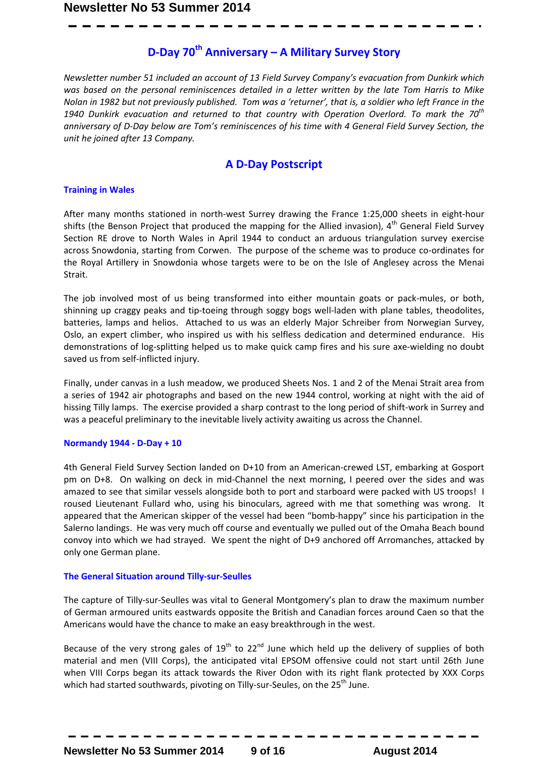## D-Day 70th Anniversary – A Military Survey Story

*Newsletter number 51 included an account of 13 Field Survey Company's evacuation from Dunkirk which was based on the personal reminiscences detailed in a letter written by the late Tom Harris to Mike Nolan in 1982 but not previously published. Tom was a 'returner', that is, a soldier who left France in the 1940 Dunkirk evacuation and returned to that country with Operation Overlord. To mark the 70th anniversary of D-Day below are Tom's reminiscences of his time with 4 General Field Survey Section, the unit he joined after 13 Company.*

## A D-Day Postscript

### Training in Wales

After many months stationed in north-west Surrey drawing the France 1:25,000 sheets in eight-hour shifts (the Benson Project that produced the mapping for the Allied invasion), 4th General Field Survey Section RE drove to North Wales in April 1944 to conduct an arduous triangulation survey exercise across Snowdonia, starting from Corwen. The purpose of the scheme was to produce co-ordinates for the Royal Artillery in Snowdonia whose targets were to be on the Isle of Anglesey across the Menai Strait.

The job involved most of us being transformed into either mountain goats or pack-mules, or both, shinning up craggy peaks and tip-toeing through soggy bogs well-laden with plane tables, theodolites, batteries, lamps and helios. Attached to us was an elderly Major Schreiber from Norwegian Survey, Oslo, an expert climber, who inspired us with his selfless dedication and determined endurance. His demonstrations of log-splitting helped us to make quick camp fires and his sure axe-wielding no doubt saved us from self-inflicted injury.

Finally, under canvas in a lush meadow, we produced Sheets Nos. 1 and 2 of the Menai Strait area from a series of 1942 air photographs and based on the new 1944 control, working at night with the aid of hissing Tilly lamps. The exercise provided a sharp contrast to the long period of shift-work in Surrey and was a peaceful preliminary to the inevitable lively activity awaiting us across the Channel.

### Normandy 1944 - D-Day + 10

4th General Field Survey Section landed on D+10 from an American-crewed LST, embarking at Gosport pm on D+8. On walking on deck in mid-Channel the next morning, I peered over the sides and was amazed to see that similar vessels alongside both to port and starboard were packed with US troops! I roused Lieutenant Fullard who, using his binoculars, agreed with me that something was wrong. It appeared that the American skipper of the vessel had been "bomb-happy" since his participation in the Salerno landings. He was very much off course and eventually we pulled out of the Omaha Beach bound convoy into which we had strayed. We spent the night of D+9 anchored off Arromanches, attacked by only one German plane.

### The General Situation around Tilly-sur-Seulles

The capture of Tilly-sur-Seulles was vital to General Montgomery's plan to draw the maximum number of German armoured units eastwards opposite the British and Canadian forces around Caen so that the Americans would have the chance to make an easy breakthrough in the west.

Because of the very strong gales of 19th to 22nd June which held up the delivery of supplies of both material and men (VIII Corps), the anticipated vital EPSOM offensive could not start until 26th June when VIII Corps began its attack towards the River Odon with its right flank protected by XXX Corps which had started southwards, pivoting on Tilly-sur-Seules, on the 25th June.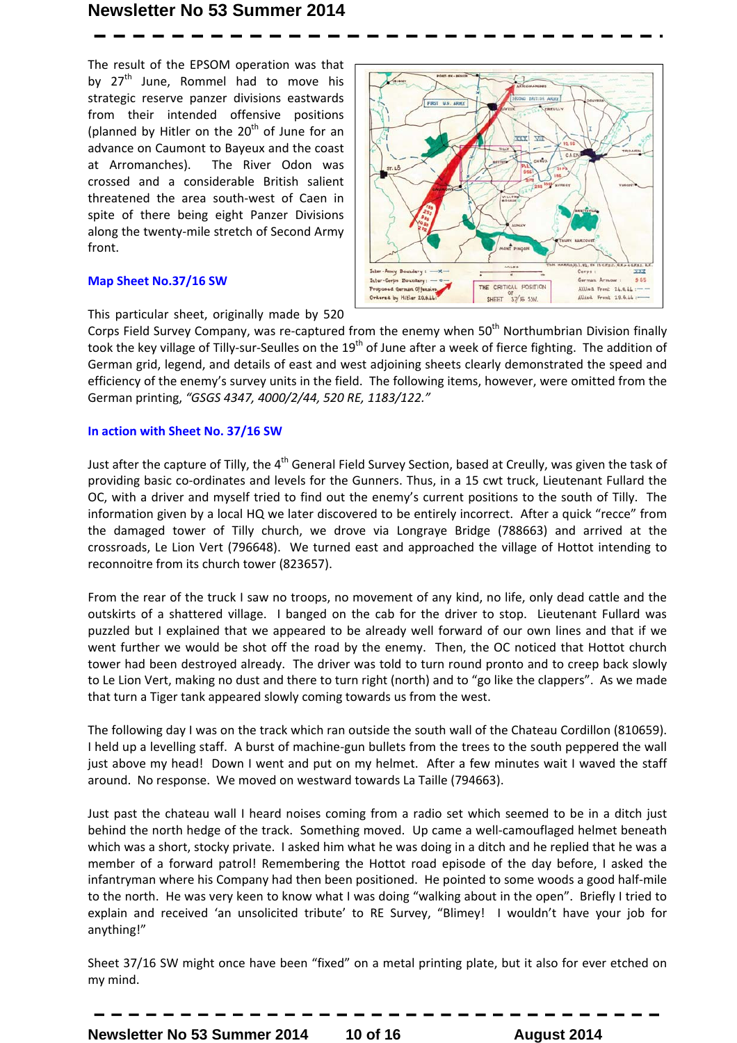The result of the EPSOM operation was that by 27th June, Rommel had to move his strategic reserve panzer divisions eastwards from their intended offensive positions (planned by Hitler on the 20th of June for an advance on Caumont to Bayeux and the coast at Arromanches). The River Odon was crossed and a considerable British salient threatened the area south-west of Caen in spite of there being eight Panzer Divisions along the twenty-mile stretch of Second Army front.

### Map Sheet No.37/16 SW

This particular sheet, originally made by 520 Corps Field Survey Company, was re-captured from the enemy when 50th Northumbrian Division finally took the key village of Tilly-sur-Seulles on the 19th of June after a week of fierce fighting. The addition of German grid, legend, and details of east and west adjoining sheets clearly demonstrated the speed and efficiency of the enemy's survey units in the field. The following items, however, were omitted from the German printing, *"GSGS 4347, 4000/2/44, 520 RE, 1183/122."*

### In action with Sheet No. 37/16 SW

Just after the capture of Tilly, the 4th General Field Survey Section, based at Creully, was given the task of providing basic co-ordinates and levels for the Gunners. Thus, in a 15 cwt truck, Lieutenant Fullard the OC, with a driver and myself tried to find out the enemy's current positions to the south of Tilly. The information given by a local HQ we later discovered to be entirely incorrect. After a quick "recce" from the damaged tower of Tilly church, we drove via Longraye Bridge (788663) and arrived at the crossroads, Le Lion Vert (796648). We turned east and approached the village of Hottot intending to reconnoitre from its church tower (823657).

From the rear of the truck I saw no troops, no movement of any kind, no life, only dead cattle and the outskirts of a shattered village. I banged on the cab for the driver to stop. Lieutenant Fullard was puzzled but I explained that we appeared to be already well forward of our own lines and that if we went further we would be shot off the road by the enemy. Then, the OC noticed that Hottot church tower had been destroyed already. The driver was told to turn round pronto and to creep back slowly to Le Lion Vert, making no dust and there to turn right (north) and to "go like the clappers". As we made that turn a Tiger tank appeared slowly coming towards us from the west.

The following day I was on the track which ran outside the south wall of the Chateau Cordillon (810659). I held up a levelling staff. A burst of machine-gun bullets from the trees to the south peppered the wall just above my head! Down I went and put on my helmet. After a few minutes wait I waved the staff around. No response. We moved on westward towards La Taille (794663).

Just past the chateau wall I heard noises coming from a radio set which seemed to be in a ditch just behind the north hedge of the track. Something moved. Up came a well-camouflaged helmet beneath which was a short, stocky private. I asked him what he was doing in a ditch and he replied that he was a member of a forward patrol! Remembering the Hottot road episode of the day before, I asked the infantryman where his Company had then been positioned. He pointed to some woods a good half-mile to the north. He was very keen to know what I was doing "walking about in the open". Briefly I tried to explain and received 'an unsolicited tribute' to RE Survey, "Blimey! I wouldn't have your job for anything!"

Sheet 37/16 SW might once have been "fixed" on a metal printing plate, but it also for ever etched on my mind.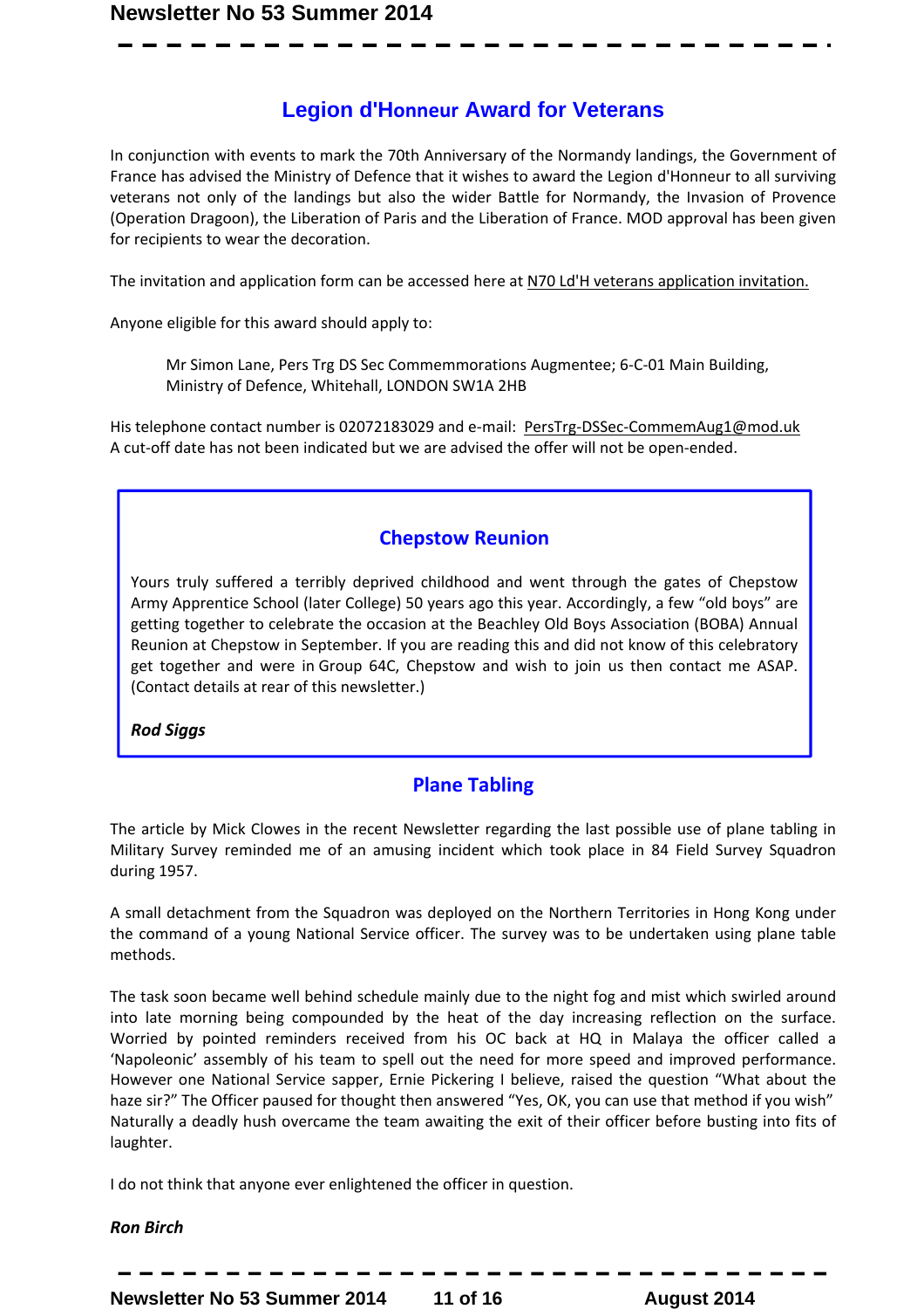## Legion d'Honneur Award for Veterans

In conjunction with events to mark the 70th Anniversary of the Normandy landings, the Government of France has advised the Ministry of Defence that it wishes to award the Legion d'Honneur to all surviving veterans not only of the landings but also the wider Battle for Normandy, the Invasion of Provence (Operation Dragoon), the Liberation of Paris and the Liberation of France. MOD approval has been given for recipients to wear the decoration.

The invitation and application form can be accessed here at N70 Ld'H veterans application invitation.

Anyone eligible for this award should apply to:

> Mr Simon Lane, Pers Trg DS Sec Commemmorations Augmentee; 6-C-01 Main Building, Ministry of Defence, Whitehall, LONDON SW1A 2HB

His telephone contact number is 02072183029 and e-mail: PersTrg-DSSec-CommemAug1@mod.uk
A cut-off date has not been indicated but we are advised the offer will not be open-ended.

## Chepstow Reunion

Yours truly suffered a terribly deprived childhood and went through the gates of Chepstow Army Apprentice School (later College) 50 years ago this year. Accordingly, a few "old boys" are getting together to celebrate the occasion at the Beachley Old Boys Association (BOBA) Annual Reunion at Chepstow in September. If you are reading this and did not know of this celebratory get together and were in Group 64C, Chepstow and wish to join us then contact me ASAP. (Contact details at rear of this newsletter.)

***Rod Siggs***

## Plane Tabling

The article by Mick Clowes in the recent Newsletter regarding the last possible use of plane tabling in Military Survey reminded me of an amusing incident which took place in 84 Field Survey Squadron during 1957.

A small detachment from the Squadron was deployed on the Northern Territories in Hong Kong under the command of a young National Service officer. The survey was to be undertaken using plane table methods.

The task soon became well behind schedule mainly due to the night fog and mist which swirled around into late morning being compounded by the heat of the day increasing reflection on the surface. Worried by pointed reminders received from his OC back at HQ in Malaya the officer called a 'Napoleonic' assembly of his team to spell out the need for more speed and improved performance. However one National Service sapper, Ernie Pickering I believe, raised the question "What about the haze sir?" The Officer paused for thought then answered "Yes, OK, you can use that method if you wish" Naturally a deadly hush overcame the team awaiting the exit of their officer before busting into fits of laughter.

I do not think that anyone ever enlightened the officer in question.

***Ron Birch***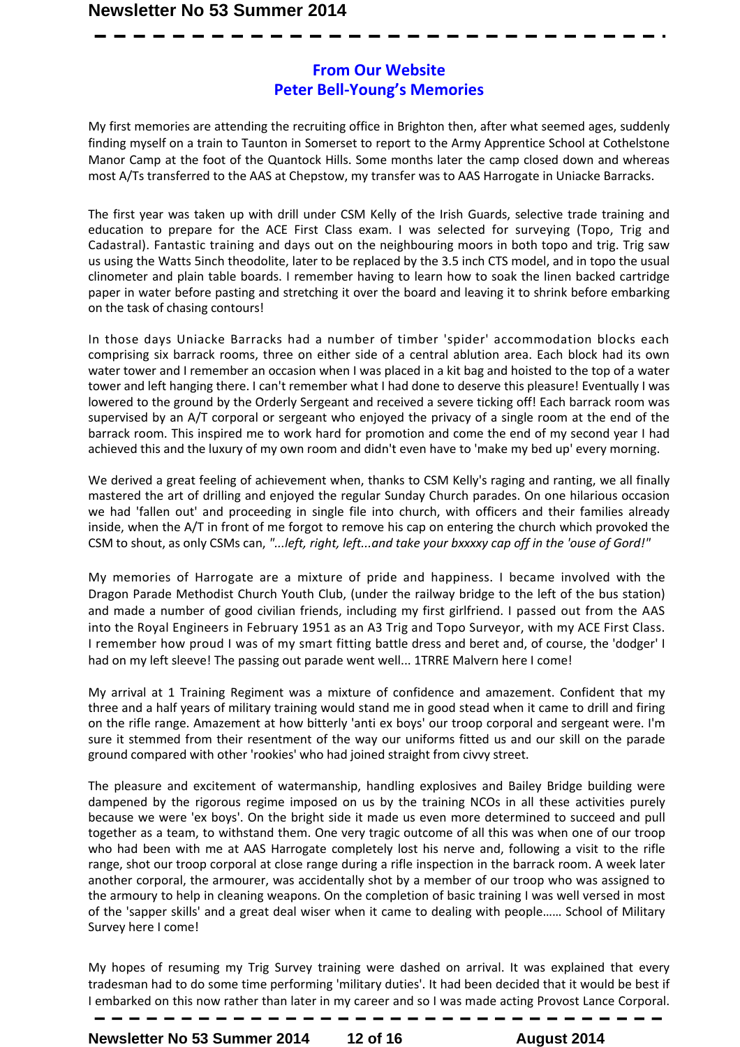## From Our Website
## Peter Bell-Young's Memories

My first memories are attending the recruiting office in Brighton then, after what seemed ages, suddenly finding myself on a train to Taunton in Somerset to report to the Army Apprentice School at Cothelstone Manor Camp at the foot of the Quantock Hills. Some months later the camp closed down and whereas most A/Ts transferred to the AAS at Chepstow, my transfer was to AAS Harrogate in Uniacke Barracks.

The first year was taken up with drill under CSM Kelly of the Irish Guards, selective trade training and education to prepare for the ACE First Class exam. I was selected for surveying (Topo, Trig and Cadastral). Fantastic training and days out on the neighbouring moors in both topo and trig. Trig saw us using the Watts 5inch theodolite, later to be replaced by the 3.5 inch CTS model, and in topo the usual clinometer and plain table boards. I remember having to learn how to soak the linen backed cartridge paper in water before pasting and stretching it over the board and leaving it to shrink before embarking on the task of chasing contours!

In those days Uniacke Barracks had a number of timber 'spider' accommodation blocks each comprising six barrack rooms, three on either side of a central ablution area. Each block had its own water tower and I remember an occasion when I was placed in a kit bag and hoisted to the top of a water tower and left hanging there. I can't remember what I had done to deserve this pleasure! Eventually I was lowered to the ground by the Orderly Sergeant and received a severe ticking off! Each barrack room was supervised by an A/T corporal or sergeant who enjoyed the privacy of a single room at the end of the barrack room. This inspired me to work hard for promotion and come the end of my second year I had achieved this and the luxury of my own room and didn't even have to 'make my bed up' every morning.

We derived a great feeling of achievement when, thanks to CSM Kelly's raging and ranting, we all finally mastered the art of drilling and enjoyed the regular Sunday Church parades. On one hilarious occasion we had 'fallen out' and proceeding in single file into church, with officers and their families already inside, when the A/T in front of me forgot to remove his cap on entering the church which provoked the CSM to shout, as only CSMs can, *"...left, right, left...and take your bxxxxy cap off in the 'ouse of Gord!"*

My memories of Harrogate are a mixture of pride and happiness. I became involved with the Dragon Parade Methodist Church Youth Club, (under the railway bridge to the left of the bus station) and made a number of good civilian friends, including my first girlfriend. I passed out from the AAS into the Royal Engineers in February 1951 as an A3 Trig and Topo Surveyor, with my ACE First Class. I remember how proud I was of my smart fitting battle dress and beret and, of course, the 'dodger' I had on my left sleeve! The passing out parade went well... 1TRRE Malvern here I come!

My arrival at 1 Training Regiment was a mixture of confidence and amazement. Confident that my three and a half years of military training would stand me in good stead when it came to drill and firing on the rifle range. Amazement at how bitterly 'anti ex boys' our troop corporal and sergeant were. I'm sure it stemmed from their resentment of the way our uniforms fitted us and our skill on the parade ground compared with other 'rookies' who had joined straight from civvy street.

The pleasure and excitement of watermanship, handling explosives and Bailey Bridge building were dampened by the rigorous regime imposed on us by the training NCOs in all these activities purely because we were 'ex boys'. On the bright side it made us even more determined to succeed and pull together as a team, to withstand them. One very tragic outcome of all this was when one of our troop who had been with me at AAS Harrogate completely lost his nerve and, following a visit to the rifle range, shot our troop corporal at close range during a rifle inspection in the barrack room. A week later another corporal, the armourer, was accidentally shot by a member of our troop who was assigned to the armoury to help in cleaning weapons. On the completion of basic training I was well versed in most of the 'sapper skills' and a great deal wiser when it came to dealing with people...... School of Military Survey here I come!

My hopes of resuming my Trig Survey training were dashed on arrival. It was explained that every tradesman had to do some time performing 'military duties'. It had been decided that it would be best if I embarked on this now rather than later in my career and so I was made acting Provost Lance Corporal.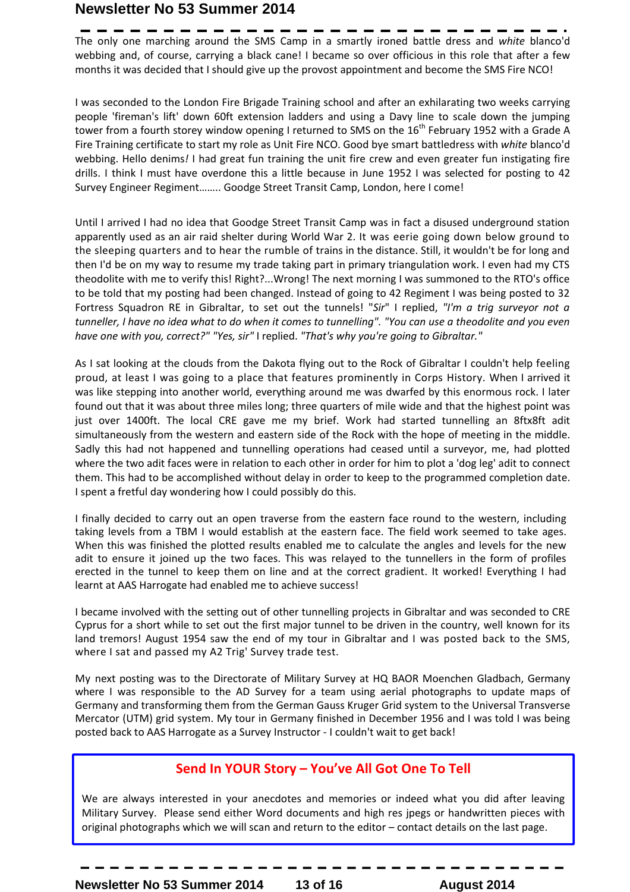The only one marching around the SMS Camp in a smartly ironed battle dress and *white* blanco'd webbing and, of course, carrying a black cane! I became so over officious in this role that after a few months it was decided that I should give up the provost appointment and become the SMS Fire NCO!

I was seconded to the London Fire Brigade Training school and after an exhilarating two weeks carrying people 'fireman's lift' down 60ft extension ladders and using a Davy line to scale down the jumping tower from a fourth storey window opening I returned to SMS on the 16th February 1952 with a Grade A Fire Training certificate to start my role as Unit Fire NCO. Good bye smart battledress with *white* blanco'd webbing. Hello denims*!* I had great fun training the unit fire crew and even greater fun instigating fire drills. I think I must have overdone this a little because in June 1952 I was selected for posting to 42 Survey Engineer Regiment…….. Goodge Street Transit Camp, London, here I come!

Until I arrived I had no idea that Goodge Street Transit Camp was in fact a disused underground station apparently used as an air raid shelter during World War 2. It was eerie going down below ground to the sleeping quarters and to hear the rumble of trains in the distance. Still, it wouldn't be for long and then I'd be on my way to resume my trade taking part in primary triangulation work. I even had my CTS theodolite with me to verify this! Right?...Wrong! The next morning I was summoned to the RTO's office to be told that my posting had been changed. Instead of going to 42 Regiment I was being posted to 32 Fortress Squadron RE in Gibraltar, to set out the tunnels! "*Sir*" I replied, *"I'm a trig surveyor not a tunneller, I have no idea what to do when it comes to tunnelling". "You can use a theodolite and you even have one with you, correct?" "Yes, sir"* I replied. *"That's why you're going to Gibraltar."*

As I sat looking at the clouds from the Dakota flying out to the Rock of Gibraltar I couldn't help feeling proud, at least I was going to a place that features prominently in Corps History. When I arrived it was like stepping into another world, everything around me was dwarfed by this enormous rock. I later found out that it was about three miles long; three quarters of mile wide and that the highest point was just over 1400ft. The local CRE gave me my brief. Work had started tunnelling an 8ftx8ft adit simultaneously from the western and eastern side of the Rock with the hope of meeting in the middle. Sadly this had not happened and tunnelling operations had ceased until a surveyor, me, had plotted where the two adit faces were in relation to each other in order for him to plot a 'dog leg' adit to connect them. This had to be accomplished without delay in order to keep to the programmed completion date. I spent a fretful day wondering how I could possibly do this.

I finally decided to carry out an open traverse from the eastern face round to the western, including taking levels from a TBM I would establish at the eastern face. The field work seemed to take ages. When this was finished the plotted results enabled me to calculate the angles and levels for the new adit to ensure it joined up the two faces. This was relayed to the tunnellers in the form of profiles erected in the tunnel to keep them on line and at the correct gradient. It worked! Everything I had learnt at AAS Harrogate had enabled me to achieve success!

I became involved with the setting out of other tunnelling projects in Gibraltar and was seconded to CRE Cyprus for a short while to set out the first major tunnel to be driven in the country, well known for its land tremors! August 1954 saw the end of my tour in Gibraltar and I was posted back to the SMS, where I sat and passed my A2 Trig' Survey trade test.

My next posting was to the Directorate of Military Survey at HQ BAOR Moenchen Gladbach, Germany where I was responsible to the AD Survey for a team using aerial photographs to update maps of Germany and transforming them from the German Gauss Kruger Grid system to the Universal Transverse Mercator (UTM) grid system. My tour in Germany finished in December 1956 and I was told I was being posted back to AAS Harrogate as a Survey Instructor - I couldn't wait to get back!

## Send In YOUR Story – You've All Got One To Tell

We are always interested in your anecdotes and memories or indeed what you did after leaving Military Survey. Please send either Word documents and high res jpegs or handwritten pieces with original photographs which we will scan and return to the editor – contact details on the last page.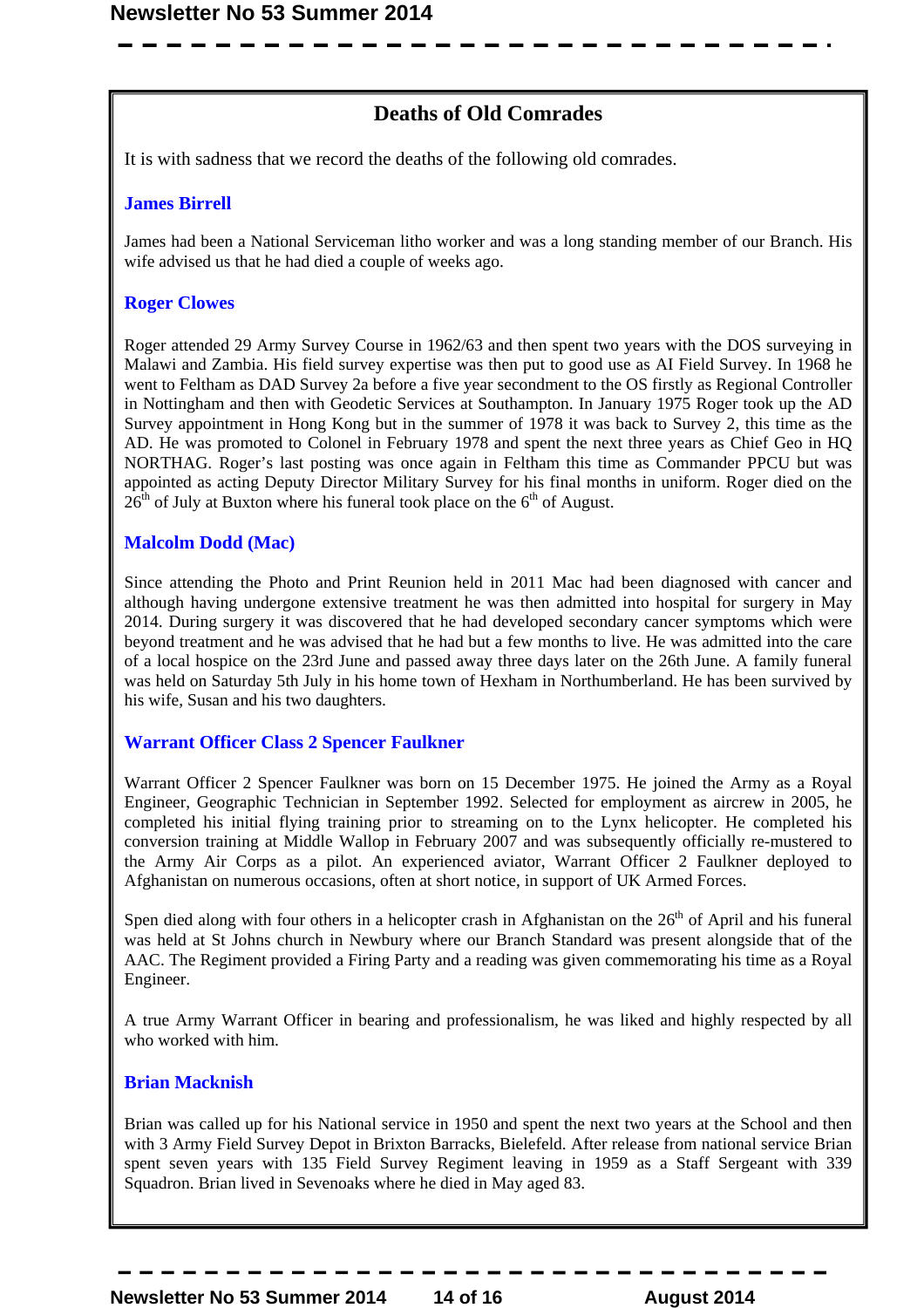## Deaths of Old Comrades

It is with sadness that we record the deaths of the following old comrades.

### James Birrell

James had been a National Serviceman litho worker and was a long standing member of our Branch. His wife advised us that he had died a couple of weeks ago.

### Roger Clowes

Roger attended 29 Army Survey Course in 1962/63 and then spent two years with the DOS surveying in Malawi and Zambia. His field survey expertise was then put to good use as AI Field Survey. In 1968 he went to Feltham as DAD Survey 2a before a five year secondment to the OS firstly as Regional Controller in Nottingham and then with Geodetic Services at Southampton. In January 1975 Roger took up the AD Survey appointment in Hong Kong but in the summer of 1978 it was back to Survey 2, this time as the AD. He was promoted to Colonel in February 1978 and spent the next three years as Chief Geo in HQ NORTHAG. Roger's last posting was once again in Feltham this time as Commander PPCU but was appointed as acting Deputy Director Military Survey for his final months in uniform. Roger died on the 26th of July at Buxton where his funeral took place on the 6th of August.

### Malcolm Dodd (Mac)

Since attending the Photo and Print Reunion held in 2011 Mac had been diagnosed with cancer and although having undergone extensive treatment he was then admitted into hospital for surgery in May 2014. During surgery it was discovered that he had developed secondary cancer symptoms which were beyond treatment and he was advised that he had but a few months to live. He was admitted into the care of a local hospice on the 23rd June and passed away three days later on the 26th June. A family funeral was held on Saturday 5th July in his home town of Hexham in Northumberland. He has been survived by his wife, Susan and his two daughters.

### Warrant Officer Class 2 Spencer Faulkner

Warrant Officer 2 Spencer Faulkner was born on 15 December 1975. He joined the Army as a Royal Engineer, Geographic Technician in September 1992. Selected for employment as aircrew in 2005, he completed his initial flying training prior to streaming on to the Lynx helicopter. He completed his conversion training at Middle Wallop in February 2007 and was subsequently officially re-mustered to the Army Air Corps as a pilot. An experienced aviator, Warrant Officer 2 Faulkner deployed to Afghanistan on numerous occasions, often at short notice, in support of UK Armed Forces.

Spen died along with four others in a helicopter crash in Afghanistan on the 26th of April and his funeral was held at St Johns church in Newbury where our Branch Standard was present alongside that of the AAC. The Regiment provided a Firing Party and a reading was given commemorating his time as a Royal Engineer.

A true Army Warrant Officer in bearing and professionalism, he was liked and highly respected by all who worked with him.

### Brian Macknish

Brian was called up for his National service in 1950 and spent the next two years at the School and then with 3 Army Field Survey Depot in Brixton Barracks, Bielefeld. After release from national service Brian spent seven years with 135 Field Survey Regiment leaving in 1959 as a Staff Sergeant with 339 Squadron. Brian lived in Sevenoaks where he died in May aged 83.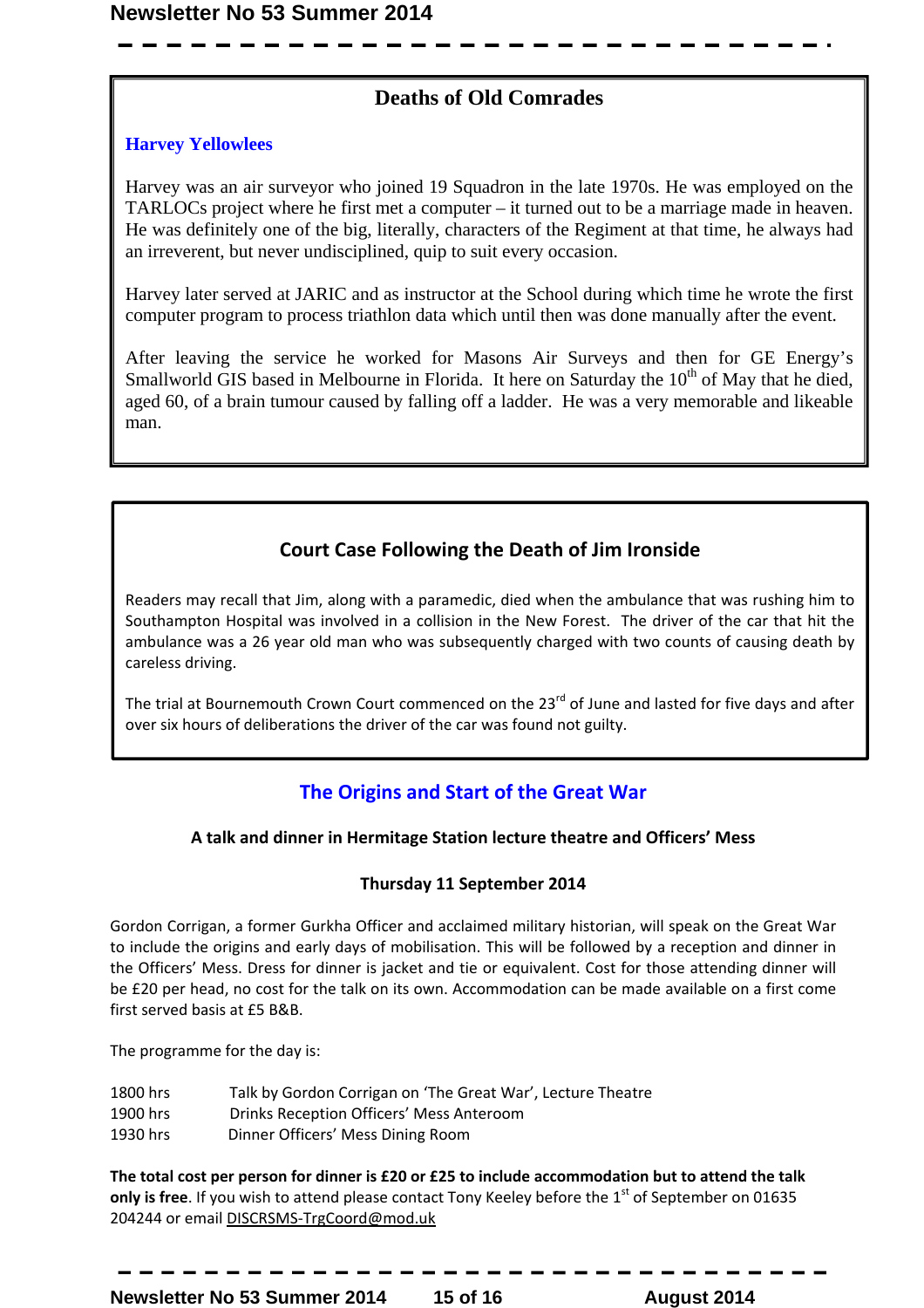## Deaths of Old Comrades

### Harvey Yellowlees

Harvey was an air surveyor who joined 19 Squadron in the late 1970s. He was employed on the TARLOCs project where he first met a computer – it turned out to be a marriage made in heaven. He was definitely one of the big, literally, characters of the Regiment at that time, he always had an irreverent, but never undisciplined, quip to suit every occasion.

Harvey later served at JARIC and as instructor at the School during which time he wrote the first computer program to process triathlon data which until then was done manually after the event.

After leaving the service he worked for Masons Air Surveys and then for GE Energy's Smallworld GIS based in Melbourne in Florida. It here on Saturday the 10th of May that he died, aged 60, of a brain tumour caused by falling off a ladder. He was a very memorable and likeable man.

## Court Case Following the Death of Jim Ironside

Readers may recall that Jim, along with a paramedic, died when the ambulance that was rushing him to Southampton Hospital was involved in a collision in the New Forest. The driver of the car that hit the ambulance was a 26 year old man who was subsequently charged with two counts of causing death by careless driving.

The trial at Bournemouth Crown Court commenced on the 23rd of June and lasted for five days and after over six hours of deliberations the driver of the car was found not guilty.

## The Origins and Start of the Great War

**A talk and dinner in Hermitage Station lecture theatre and Officers' Mess**

**Thursday 11 September 2014**

Gordon Corrigan, a former Gurkha Officer and acclaimed military historian, will speak on the Great War to include the origins and early days of mobilisation. This will be followed by a reception and dinner in the Officers' Mess. Dress for dinner is jacket and tie or equivalent. Cost for those attending dinner will be £20 per head, no cost for the talk on its own. Accommodation can be made available on a first come first served basis at £5 B&B.

The programme for the day is:

1800 hrs Talk by Gordon Corrigan on 'The Great War', Lecture Theatre
1900 hrs Drinks Reception Officers' Mess Anteroom
1930 hrs Dinner Officers' Mess Dining Room

**The total cost per person for dinner is £20 or £25 to include accommodation but to attend the talk only is free**. If you wish to attend please contact Tony Keeley before the 1st of September on 01635 204244 or email DISCRSMS-TrgCoord@mod.uk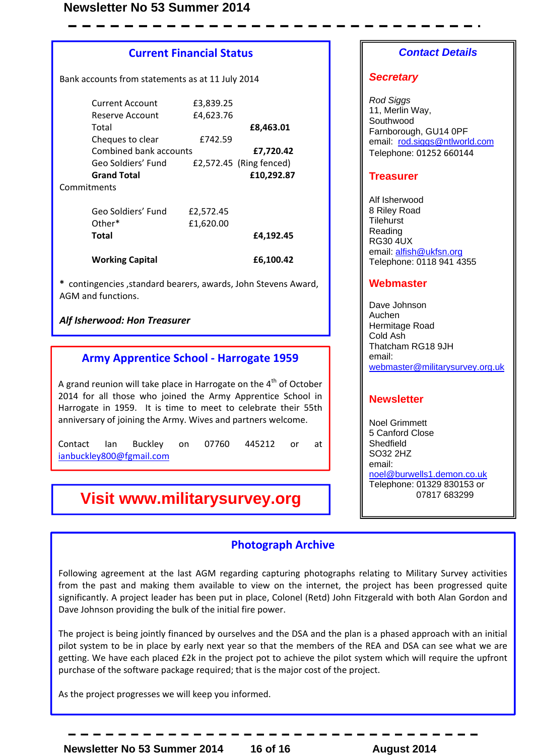## Current Financial Status

Bank accounts from statements as at 11 July 2014

| | | |
|---|---|---|
| Current Account | £3,839.25 | |
| Reserve Account | £4,623.76 | |
| Total | | **£8,463.01** |
| Cheques to clear | £742.59 | |
| Combined bank accounts | | **£7,720.42** |
| Geo Soldiers' Fund | £2,572.45 | (Ring fenced) |
| **Grand Total** | | **£10,292.87** |

Commitments

| | | |
|---|---|---|
| Geo Soldiers' Fund | £2,572.45 | |
| Other* | £1,620.00 | |
| **Total** | | **£4,192.45** |
| **Working Capital** | | **£6,100.42** |

\* contingencies ,standard bearers, awards, John Stevens Award, AGM and functions.

***Alf Isherwood: Hon Treasurer***

## Army Apprentice School - Harrogate 1959

A grand reunion will take place in Harrogate on the 4th of October 2014 for all those who joined the Army Apprentice School in Harrogate in 1959. It is time to meet to celebrate their 55th anniversary of joining the Army. Wives and partners welcome.

Contact Ian Buckley on 07760 445212 or at ianbuckley800@fgmail.com

## Visit www.militarysurvey.org

## *Contact Details*

### *Secretary*

*Rod Siggs*
11, Merlin Way,
Southwood
Farnborough, GU14 0PF
email: rod.siggs@ntlworld.com
Telephone: 01252 660144

### Treasurer

Alf Isherwood
8 Riley Road
Tilehurst
Reading
RG30 4UX
email: alfish@ukfsn.org
Telephone: 0118 941 4355

### Webmaster

Dave Johnson
Auchen
Hermitage Road
Cold Ash
Thatcham RG18 9JH
email:
webmaster@militarysurvey.org.uk

### Newsletter

Noel Grimmett
5 Canford Close
Shedfield
SO32 2HZ
email:
noel@burwells1.demon.co.uk
Telephone: 01329 830153 or
07817 683299

## Photograph Archive

Following agreement at the last AGM regarding capturing photographs relating to Military Survey activities from the past and making them available to view on the internet, the project has been progressed quite significantly. A project leader has been put in place, Colonel (Retd) John Fitzgerald with both Alan Gordon and Dave Johnson providing the bulk of the initial fire power.

The project is being jointly financed by ourselves and the DSA and the plan is a phased approach with an initial pilot system to be in place by early next year so that the members of the REA and DSA can see what we are getting. We have each placed £2k in the project pot to achieve the pilot system which will require the upfront purchase of the software package required; that is the major cost of the project.

As the project progresses we will keep you informed.